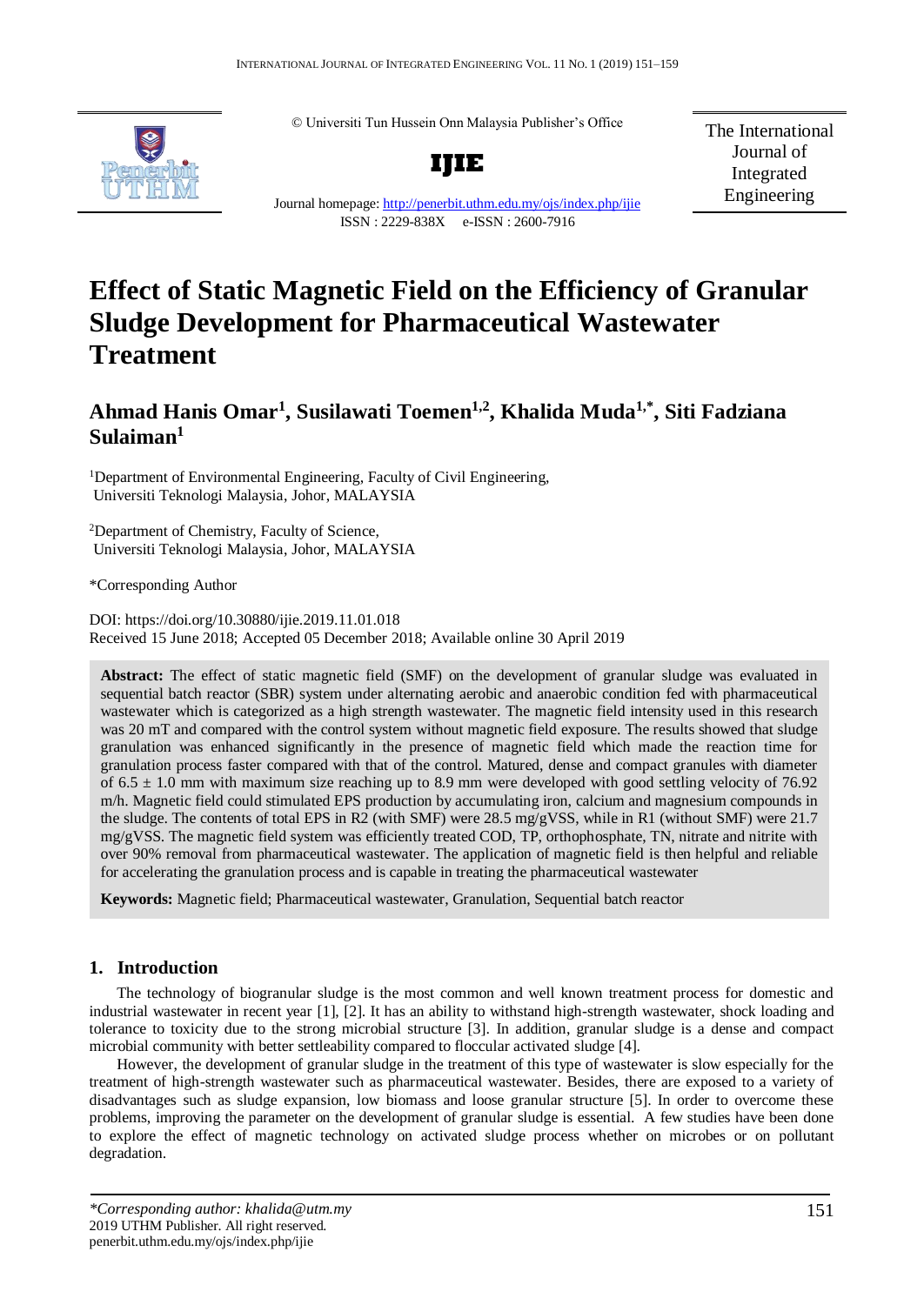© Universiti Tun Hussein Onn Malaysia Publisher's Office

**IJIE**

Journal homepage: http://penerbit.uthm.edu.my/ojs/index.php/ijie

ISSN : 2229-838X e-ISSN : 2600-7916

The International Journal of Integrated Engineering

# Effect of Static Magnetic Field on the Efficiency of Granular Sludge Development for Pharmaceutical Wastewater Treatment

**Ahmad Hanis Omar[1], Susilawati Toemen[1,2], Khalida Muda[1,*], Siti Fadziana Sulaiman[1]**

[1]Department of Environmental Engineering, Faculty of Civil Engineering, Universiti Teknologi Malaysia, Johor, MALAYSIA

[2]Department of Chemistry, Faculty of Science, Universiti Teknologi Malaysia, Johor, MALAYSIA

*Corresponding Author

DOI: https://doi.org/10.30880/ijie.2019.11.01.018

Received 15 June 2018; Accepted 05 December 2018; Available online 30 April 2019

**Abstract:** The effect of static magnetic field (SMF) on the development of granular sludge was evaluated in sequential batch reactor (SBR) system under alternating aerobic and anaerobic condition fed with pharmaceutical wastewater which is categorized as a high strength wastewater. The magnetic field intensity used in this research was 20 mT and compared with the control system without magnetic field exposure. The results showed that sludge granulation was enhanced significantly in the presence of magnetic field which made the reaction time for granulation process faster compared with that of the control. Matured, dense and compact granules with diameter of 6.5 ± 1.0 mm with maximum size reaching up to 8.9 mm were developed with good settling velocity of 76.92 m/h. Magnetic field could stimulated EPS production by accumulating iron, calcium and magnesium compounds in the sludge. The contents of total EPS in R2 (with SMF) were 28.5 mg/gVSS, while in R1 (without SMF) were 21.7 mg/gVSS. The magnetic field system was efficiently treated COD, TP, orthophosphate, TN, nitrate and nitrite with over 90% removal from pharmaceutical wastewater. The application of magnetic field is then helpful and reliable for accelerating the granulation process and is capable in treating the pharmaceutical wastewater

**Keywords:** Magnetic field; Pharmaceutical wastewater, Granulation, Sequential batch reactor

## 1. Introduction

The technology of biogranular sludge is the most common and well known treatment process for domestic and industrial wastewater in recent year [1], [2]. It has an ability to withstand high-strength wastewater, shock loading and tolerance to toxicity due to the strong microbial structure [3]. In addition, granular sludge is a dense and compact microbial community with better settleability compared to floccular activated sludge [4].

However, the development of granular sludge in the treatment of this type of wastewater is slow especially for the treatment of high-strength wastewater such as pharmaceutical wastewater. Besides, there are exposed to a variety of disadvantages such as sludge expansion, low biomass and loose granular structure [5]. In order to overcome these problems, improving the parameter on the development of granular sludge is essential. A few studies have been done to explore the effect of magnetic technology on activated sludge process whether on microbes or on pollutant degradation.

*Corresponding author: khalida@utm.my
2019 UTHM Publisher. All right reserved.
penerbit.uthm.edu.my/ojs/index.php/ijie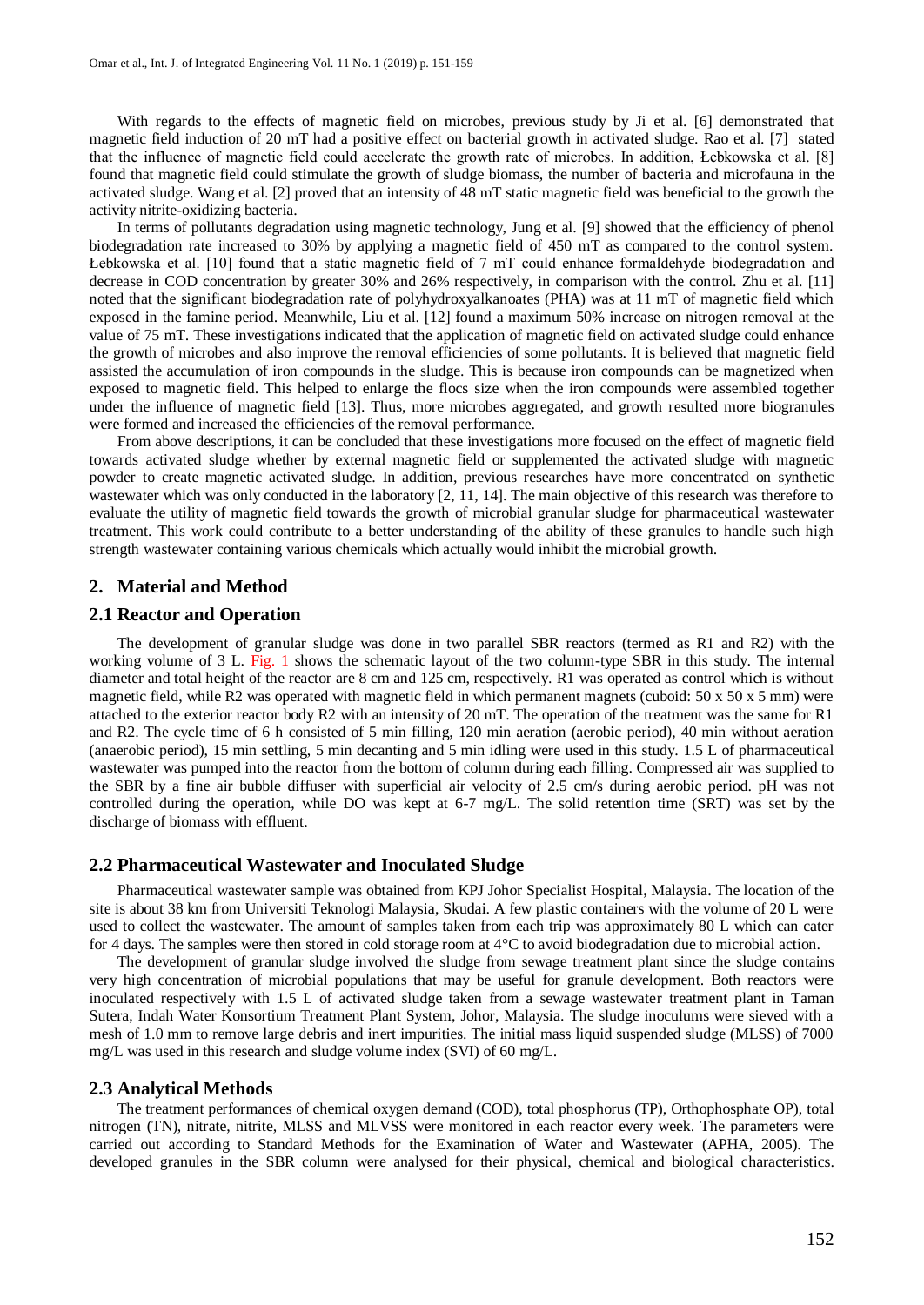With regards to the effects of magnetic field on microbes, previous study by Ji et al. [6] demonstrated that magnetic field induction of 20 mT had a positive effect on bacterial growth in activated sludge. Rao et al. [7] stated that the influence of magnetic field could accelerate the growth rate of microbes. In addition, Łebkowska et al. [8] found that magnetic field could stimulate the growth of sludge biomass, the number of bacteria and microfauna in the activated sludge. Wang et al. [2] proved that an intensity of 48 mT static magnetic field was beneficial to the growth the activity nitrite-oxidizing bacteria.

In terms of pollutants degradation using magnetic technology, Jung et al. [9] showed that the efficiency of phenol biodegradation rate increased to 30% by applying a magnetic field of 450 mT as compared to the control system. Łebkowska et al. [10] found that a static magnetic field of 7 mT could enhance formaldehyde biodegradation and decrease in COD concentration by greater 30% and 26% respectively, in comparison with the control. Zhu et al. [11] noted that the significant biodegradation rate of polyhydroxyalkanoates (PHA) was at 11 mT of magnetic field which exposed in the famine period. Meanwhile, Liu et al. [12] found a maximum 50% increase on nitrogen removal at the value of 75 mT. These investigations indicated that the application of magnetic field on activated sludge could enhance the growth of microbes and also improve the removal efficiencies of some pollutants. It is believed that magnetic field assisted the accumulation of iron compounds in the sludge. This is because iron compounds can be magnetized when exposed to magnetic field. This helped to enlarge the flocs size when the iron compounds were assembled together under the influence of magnetic field [13]. Thus, more microbes aggregated, and growth resulted more biogranules were formed and increased the efficiencies of the removal performance.

From above descriptions, it can be concluded that these investigations more focused on the effect of magnetic field towards activated sludge whether by external magnetic field or supplemented the activated sludge with magnetic powder to create magnetic activated sludge. In addition, previous researches have more concentrated on synthetic wastewater which was only conducted in the laboratory [2, 11, 14]. The main objective of this research was therefore to evaluate the utility of magnetic field towards the growth of microbial granular sludge for pharmaceutical wastewater treatment. This work could contribute to a better understanding of the ability of these granules to handle such high strength wastewater containing various chemicals which actually would inhibit the microbial growth.

## 2. Material and Method

### 2.1 Reactor and Operation

The development of granular sludge was done in two parallel SBR reactors (termed as R1 and R2) with the working volume of 3 L. Fig. 1 shows the schematic layout of the two column-type SBR in this study. The internal diameter and total height of the reactor are 8 cm and 125 cm, respectively. R1 was operated as control which is without magnetic field, while R2 was operated with magnetic field in which permanent magnets (cuboid: 50 x 50 x 5 mm) were attached to the exterior reactor body R2 with an intensity of 20 mT. The operation of the treatment was the same for R1 and R2. The cycle time of 6 h consisted of 5 min filling, 120 min aeration (aerobic period), 40 min without aeration (anaerobic period), 15 min settling, 5 min decanting and 5 min idling were used in this study. 1.5 L of pharmaceutical wastewater was pumped into the reactor from the bottom of column during each filling. Compressed air was supplied to the SBR by a fine air bubble diffuser with superficial air velocity of 2.5 cm/s during aerobic period. pH was not controlled during the operation, while DO was kept at 6-7 mg/L. The solid retention time (SRT) was set by the discharge of biomass with effluent.

### 2.2 Pharmaceutical Wastewater and Inoculated Sludge

Pharmaceutical wastewater sample was obtained from KPJ Johor Specialist Hospital, Malaysia. The location of the site is about 38 km from Universiti Teknologi Malaysia, Skudai. A few plastic containers with the volume of 20 L were used to collect the wastewater. The amount of samples taken from each trip was approximately 80 L which can cater for 4 days. The samples were then stored in cold storage room at 4°C to avoid biodegradation due to microbial action.

The development of granular sludge involved the sludge from sewage treatment plant since the sludge contains very high concentration of microbial populations that may be useful for granule development. Both reactors were inoculated respectively with 1.5 L of activated sludge taken from a sewage wastewater treatment plant in Taman Sutera, Indah Water Konsortium Treatment Plant System, Johor, Malaysia. The sludge inoculums were sieved with a mesh of 1.0 mm to remove large debris and inert impurities. The initial mass liquid suspended sludge (MLSS) of 7000 mg/L was used in this research and sludge volume index (SVI) of 60 mg/L.

### 2.3 Analytical Methods

The treatment performances of chemical oxygen demand (COD), total phosphorus (TP), Orthophosphate OP), total nitrogen (TN), nitrate, nitrite, MLSS and MLVSS were monitored in each reactor every week. The parameters were carried out according to Standard Methods for the Examination of Water and Wastewater (APHA, 2005). The developed granules in the SBR column were analysed for their physical, chemical and biological characteristics.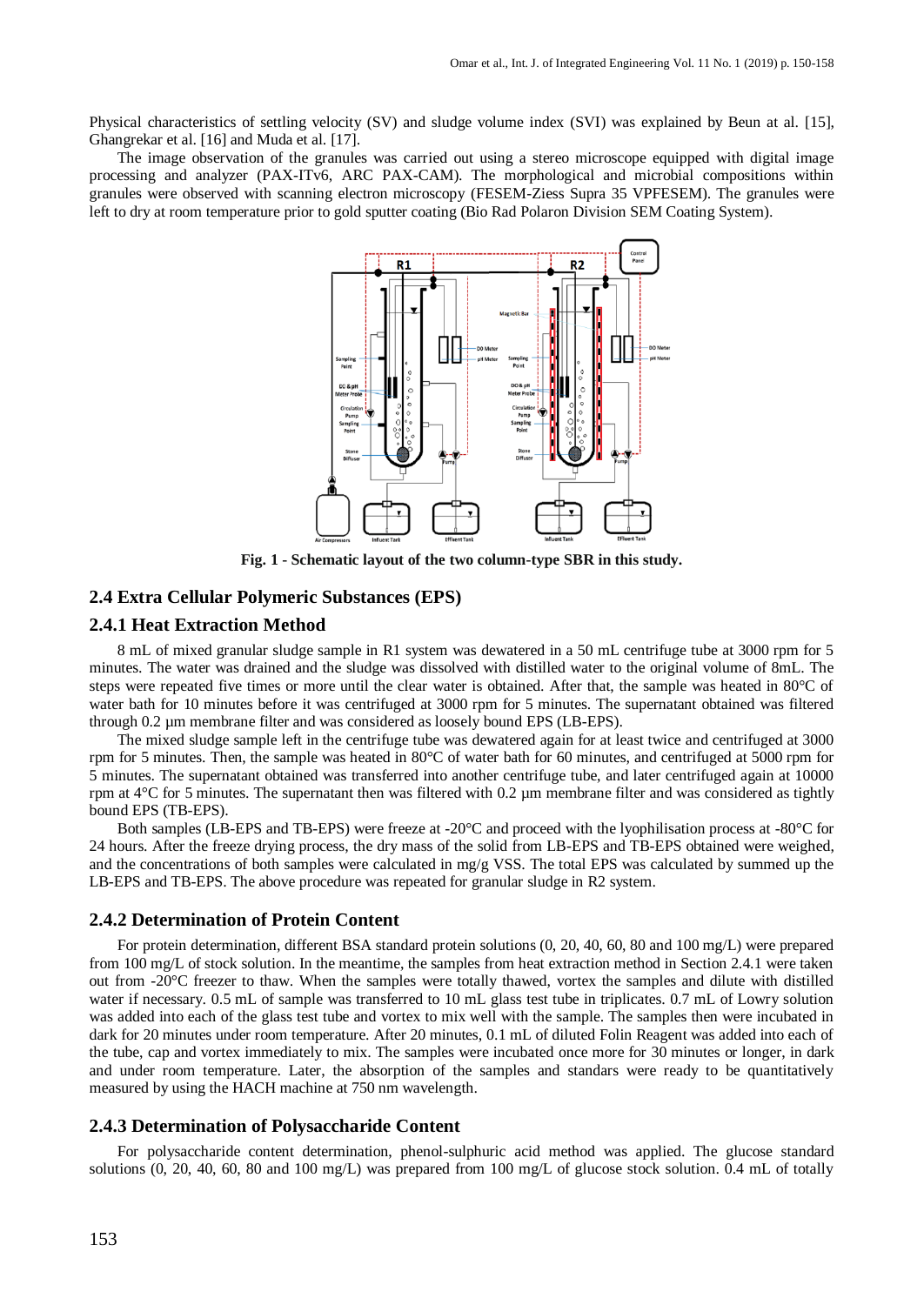Physical characteristics of settling velocity (SV) and sludge volume index (SVI) was explained by Beun at al. [15], Ghangrekar et al. [16] and Muda et al. [17].

The image observation of the granules was carried out using a stereo microscope equipped with digital image processing and analyzer (PAX-ITv6, ARC PAX-CAM). The morphological and microbial compositions within granules were observed with scanning electron microscopy (FESEM-Ziess Supra 35 VPFESEM). The granules were left to dry at room temperature prior to gold sputter coating (Bio Rad Polaron Division SEM Coating System).

**Fig. 1 - Schematic layout of the two column-type SBR in this study.**

## 2.4 Extra Cellular Polymeric Substances (EPS)

### 2.4.1 Heat Extraction Method

8 mL of mixed granular sludge sample in R1 system was dewatered in a 50 mL centrifuge tube at 3000 rpm for 5 minutes. The water was drained and the sludge was dissolved with distilled water to the original volume of 8mL. The steps were repeated five times or more until the clear water is obtained. After that, the sample was heated in 80°C of water bath for 10 minutes before it was centrifuged at 3000 rpm for 5 minutes. The supernatant obtained was filtered through 0.2 µm membrane filter and was considered as loosely bound EPS (LB-EPS).

The mixed sludge sample left in the centrifuge tube was dewatered again for at least twice and centrifuged at 3000 rpm for 5 minutes. Then, the sample was heated in 80°C of water bath for 60 minutes, and centrifuged at 5000 rpm for 5 minutes. The supernatant obtained was transferred into another centrifuge tube, and later centrifuged again at 10000 rpm at 4°C for 5 minutes. The supernatant then was filtered with 0.2 µm membrane filter and was considered as tightly bound EPS (TB-EPS).

Both samples (LB-EPS and TB-EPS) were freeze at -20°C and proceed with the lyophilisation process at -80°C for 24 hours. After the freeze drying process, the dry mass of the solid from LB-EPS and TB-EPS obtained were weighed, and the concentrations of both samples were calculated in mg/g VSS. The total EPS was calculated by summed up the LB-EPS and TB-EPS. The above procedure was repeated for granular sludge in R2 system.

### 2.4.2 Determination of Protein Content

For protein determination, different BSA standard protein solutions (0, 20, 40, 60, 80 and 100 mg/L) were prepared from 100 mg/L of stock solution. In the meantime, the samples from heat extraction method in Section 2.4.1 were taken out from -20°C freezer to thaw. When the samples were totally thawed, vortex the samples and dilute with distilled water if necessary. 0.5 mL of sample was transferred to 10 mL glass test tube in triplicates. 0.7 mL of Lowry solution was added into each of the glass test tube and vortex to mix well with the sample. The samples then were incubated in dark for 20 minutes under room temperature. After 20 minutes, 0.1 mL of diluted Folin Reagent was added into each of the tube, cap and vortex immediately to mix. The samples were incubated once more for 30 minutes or longer, in dark and under room temperature. Later, the absorption of the samples and standars were ready to be quantitatively measured by using the HACH machine at 750 nm wavelength.

### 2.4.3 Determination of Polysaccharide Content

For polysaccharide content determination, phenol-sulphuric acid method was applied. The glucose standard solutions (0, 20, 40, 60, 80 and 100 mg/L) was prepared from 100 mg/L of glucose stock solution. 0.4 mL of totally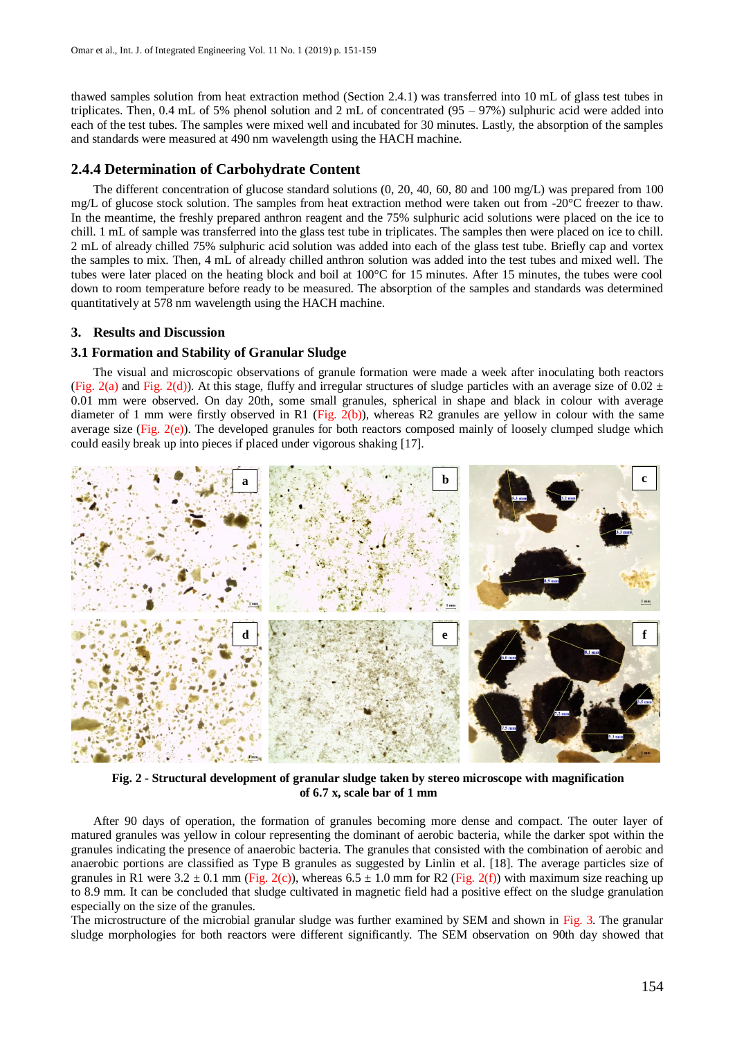thawed samples solution from heat extraction method (Section 2.4.1) was transferred into 10 mL of glass test tubes in triplicates. Then, 0.4 mL of 5% phenol solution and 2 mL of concentrated (95 – 97%) sulphuric acid were added into each of the test tubes. The samples were mixed well and incubated for 30 minutes. Lastly, the absorption of the samples and standards were measured at 490 nm wavelength using the HACH machine.

### 2.4.4 Determination of Carbohydrate Content

The different concentration of glucose standard solutions (0, 20, 40, 60, 80 and 100 mg/L) was prepared from 100 mg/L of glucose stock solution. The samples from heat extraction method were taken out from -20°C freezer to thaw. In the meantime, the freshly prepared anthron reagent and the 75% sulphuric acid solutions were placed on the ice to chill. 1 mL of sample was transferred into the glass test tube in triplicates. The samples then were placed on ice to chill. 2 mL of already chilled 75% sulphuric acid solution was added into each of the glass test tube. Briefly cap and vortex the samples to mix. Then, 4 mL of already chilled anthron solution was added into the test tubes and mixed well. The tubes were later placed on the heating block and boil at 100°C for 15 minutes. After 15 minutes, the tubes were cool down to room temperature before ready to be measured. The absorption of the samples and standards was determined quantitatively at 578 nm wavelength using the HACH machine.

## 3. Results and Discussion

### 3.1 Formation and Stability of Granular Sludge

The visual and microscopic observations of granule formation were made a week after inoculating both reactors (Fig. 2(a) and Fig. 2(d)). At this stage, fluffy and irregular structures of sludge particles with an average size of 0.02 ± 0.01 mm were observed. On day 20th, some small granules, spherical in shape and black in colour with average diameter of 1 mm were firstly observed in R1 (Fig. 2(b)), whereas R2 granules are yellow in colour with the same average size (Fig. 2(e)). The developed granules for both reactors composed mainly of loosely clumped sludge which could easily break up into pieces if placed under vigorous shaking [17].

**Fig. 2 - Structural development of granular sludge taken by stereo microscope with magnification of 6.7 x, scale bar of 1 mm**

After 90 days of operation, the formation of granules becoming more dense and compact. The outer layer of matured granules was yellow in colour representing the dominant of aerobic bacteria, while the darker spot within the granules indicating the presence of anaerobic bacteria. The granules that consisted with the combination of aerobic and anaerobic portions are classified as Type B granules as suggested by Linlin et al. [18]. The average particles size of granules in R1 were 3.2 ± 0.1 mm (Fig. 2(c)), whereas 6.5 ± 1.0 mm for R2 (Fig. 2(f)) with maximum size reaching up to 8.9 mm. It can be concluded that sludge cultivated in magnetic field had a positive effect on the sludge granulation especially on the size of the granules.

The microstructure of the microbial granular sludge was further examined by SEM and shown in Fig. 3. The granular sludge morphologies for both reactors were different significantly. The SEM observation on 90th day showed that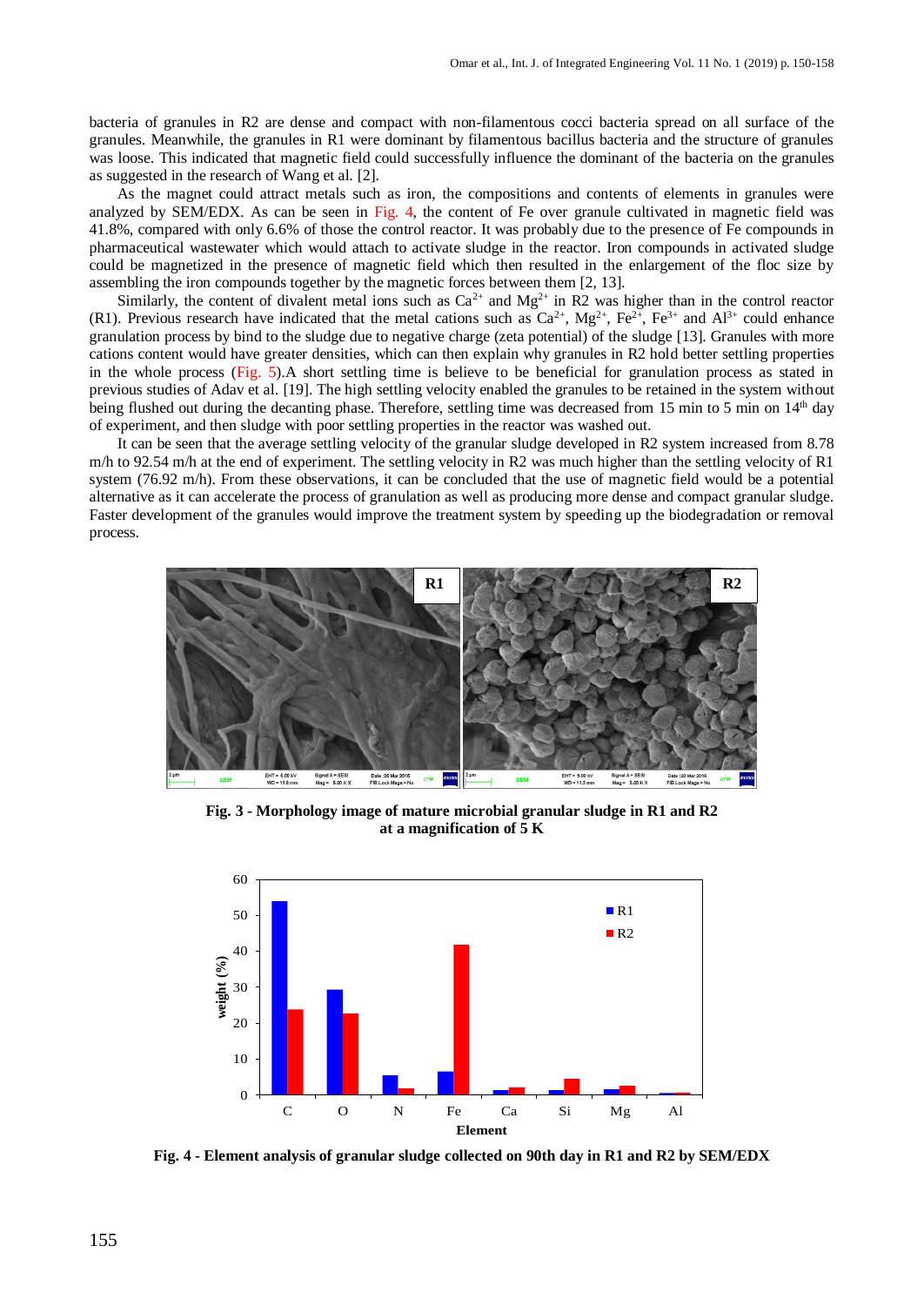bacteria of granules in R2 are dense and compact with non-filamentous cocci bacteria spread on all surface of the granules. Meanwhile, the granules in R1 were dominant by filamentous bacillus bacteria and the structure of granules was loose. This indicated that magnetic field could successfully influence the dominant of the bacteria on the granules as suggested in the research of Wang et al. [2].

As the magnet could attract metals such as iron, the compositions and contents of elements in granules were analyzed by SEM/EDX. As can be seen in Fig. 4, the content of Fe over granule cultivated in magnetic field was 41.8%, compared with only 6.6% of those the control reactor. It was probably due to the presence of Fe compounds in pharmaceutical wastewater which would attach to activate sludge in the reactor. Iron compounds in activated sludge could be magnetized in the presence of magnetic field which then resulted in the enlargement of the floc size by assembling the iron compounds together by the magnetic forces between them [2, 13].

Similarly, the content of divalent metal ions such as $Ca^{2+}$ and $Mg^{2+}$ in R2 was higher than in the control reactor (R1). Previous research have indicated that the metal cations such as $Ca^{2+}$, $Mg^{2+}$, $Fe^{2+}$, $Fe^{3+}$ and $Al^{3+}$ could enhance granulation process by bind to the sludge due to negative charge (zeta potential) of the sludge [13]. Granules with more cations content would have greater densities, which can then explain why granules in R2 hold better settling properties in the whole process (Fig. 5).A short settling time is believe to be beneficial for granulation process as stated in previous studies of Adav et al. [19]. The high settling velocity enabled the granules to be retained in the system without being flushed out during the decanting phase. Therefore, settling time was decreased from 15 min to 5 min on 14th day of experiment, and then sludge with poor settling properties in the reactor was washed out.

It can be seen that the average settling velocity of the granular sludge developed in R2 system increased from 8.78 m/h to 92.54 m/h at the end of experiment. The settling velocity in R2 was much higher than the settling velocity of R1 system (76.92 m/h). From these observations, it can be concluded that the use of magnetic field would be a potential alternative as it can accelerate the process of granulation as well as producing more dense and compact granular sludge. Faster development of the granules would improve the treatment system by speeding up the biodegradation or removal process.

**Fig. 3 - Morphology image of mature microbial granular sludge in R1 and R2 at a magnification of 5 K**

**Fig. 4 - Element analysis of granular sludge collected on 90th day in R1 and R2 by SEM/EDX**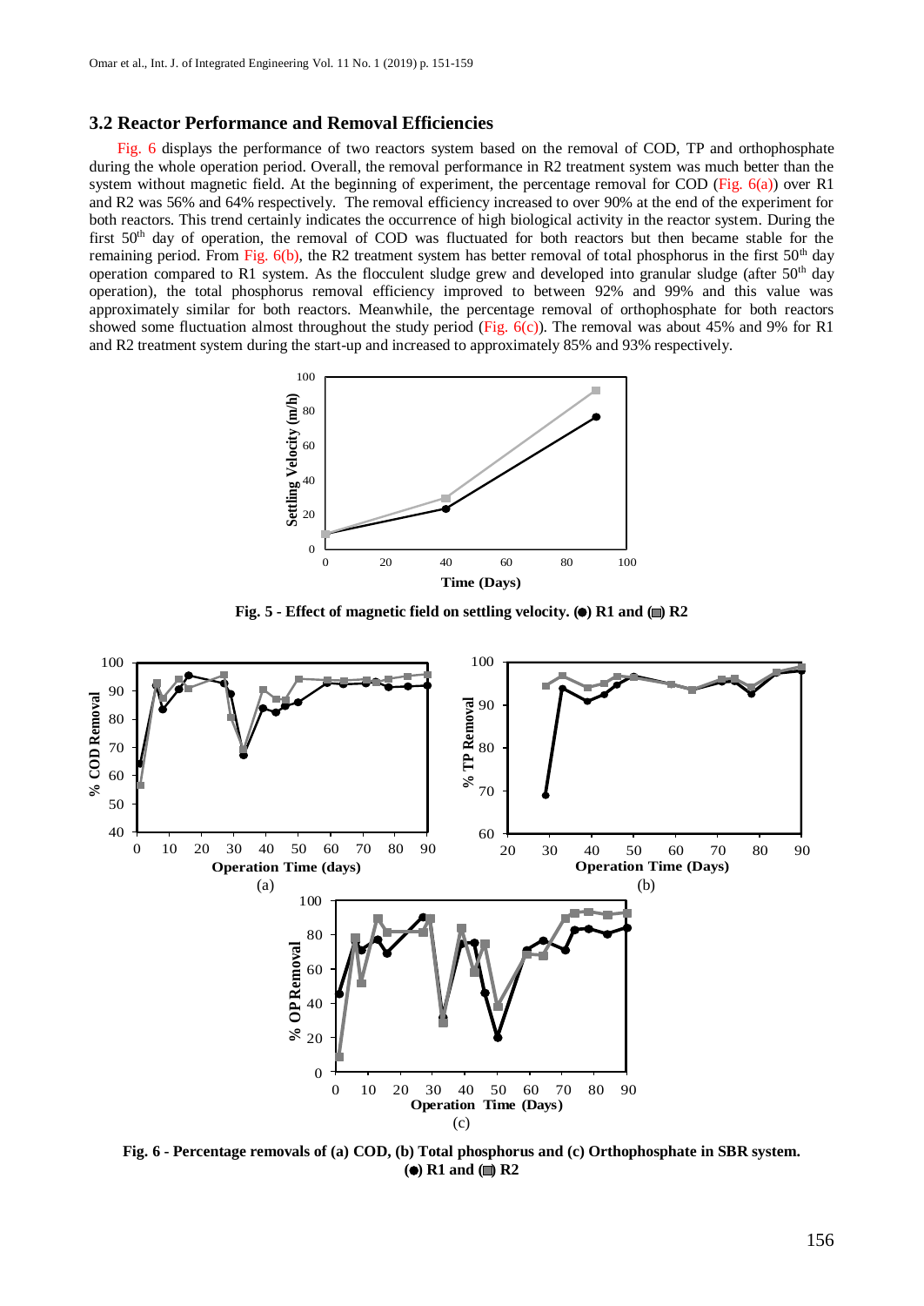### 3.2 Reactor Performance and Removal Efficiencies

Fig. 6 displays the performance of two reactors system based on the removal of COD, TP and orthophosphate during the whole operation period. Overall, the removal performance in R2 treatment system was much better than the system without magnetic field. At the beginning of experiment, the percentage removal for COD (Fig. 6(a)) over R1 and R2 was 56% and 64% respectively. The removal efficiency increased to over 90% at the end of the experiment for both reactors. This trend certainly indicates the occurrence of high biological activity in the reactor system. During the first 50[th] day of operation, the removal of COD was fluctuated for both reactors but then became stable for the remaining period. From Fig. 6(b), the R2 treatment system has better removal of total phosphorus in the first 50[th] day operation compared to R1 system. As the flocculent sludge grew and developed into granular sludge (after 50[th] day operation), the total phosphorus removal efficiency improved to between 92% and 99% and this value was approximately similar for both reactors. Meanwhile, the percentage removal of orthophosphate for both reactors showed some fluctuation almost throughout the study period (Fig. 6(c)). The removal was about 45% and 9% for R1 and R2 treatment system during the start-up and increased to approximately 85% and 93% respectively.

Fig. 5 - Effect of magnetic field on settling velocity. (●) R1 and (■) R2

Fig. 6 - Percentage removals of (a) COD, (b) Total phosphorus and (c) Orthophosphate in SBR system. (●) R1 and (■) R2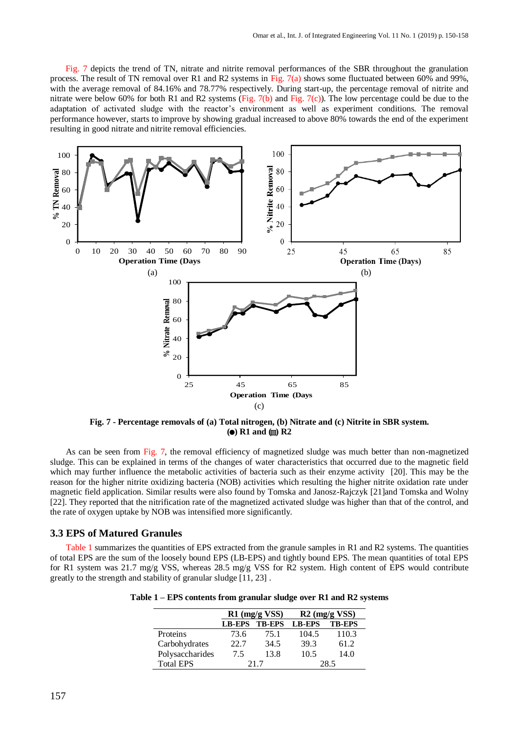Fig. 7 depicts the trend of TN, nitrate and nitrite removal performances of the SBR throughout the granulation process. The result of TN removal over R1 and R2 systems in Fig. 7(a) shows some fluctuated between 60% and 99%, with the average removal of 84.16% and 78.77% respectively. During start-up, the percentage removal of nitrite and nitrate were below 60% for both R1 and R2 systems (Fig. 7(b) and Fig. 7(c)). The low percentage could be due to the adaptation of activated sludge with the reactor's environment as well as experiment conditions. The removal performance however, starts to improve by showing gradual increased to above 80% towards the end of the experiment resulting in good nitrate and nitrite removal efficiencies.

**Fig. 7 - Percentage removals of (a) Total nitrogen, (b) Nitrate and (c) Nitrite in SBR system. (●) R1 and (■) R2**

As can be seen from Fig. 7, the removal efficiency of magnetized sludge was much better than non-magnetized sludge. This can be explained in terms of the changes of water characteristics that occurred due to the magnetic field which may further influence the metabolic activities of bacteria such as their enzyme activity [20]. This may be the reason for the higher nitrite oxidizing bacteria (NOB) activities which resulting the higher nitrite oxidation rate under magnetic field application. Similar results were also found by Tomska and Janosz-Rajczyk [21]and Tomska and Wolny [22]. They reported that the nitrification rate of the magnetized activated sludge was higher than that of the control, and the rate of oxygen uptake by NOB was intensified more significantly.

## 3.3 EPS of Matured Granules

Table 1 summarizes the quantities of EPS extracted from the granule samples in R1 and R2 systems. The quantities of total EPS are the sum of the loosely bound EPS (LB-EPS) and tightly bound EPS. The mean quantities of total EPS for R1 system was 21.7 mg/g VSS, whereas 28.5 mg/g VSS for R2 system. High content of EPS would contribute greatly to the strength and stability of granular sludge [11, 23] .

**Table 1 – EPS contents from granular sludge over R1 and R2 systems**

| | R1 (mg/g VSS) | | R2 (mg/g VSS) | |
|---|---|---|---|---|
| | LB-EPS | TB-EPS | LB-EPS | TB-EPS |
| Proteins | 73.6 | 75.1 | 104.5 | 110.3 |
| Carbohydrates | 22.7 | 34.5 | 39.3 | 61.2 |
| Polysaccharides | 7.5 | 13.8 | 10.5 | 14.0 |
| Total EPS | 21.7 | | 28.5 | |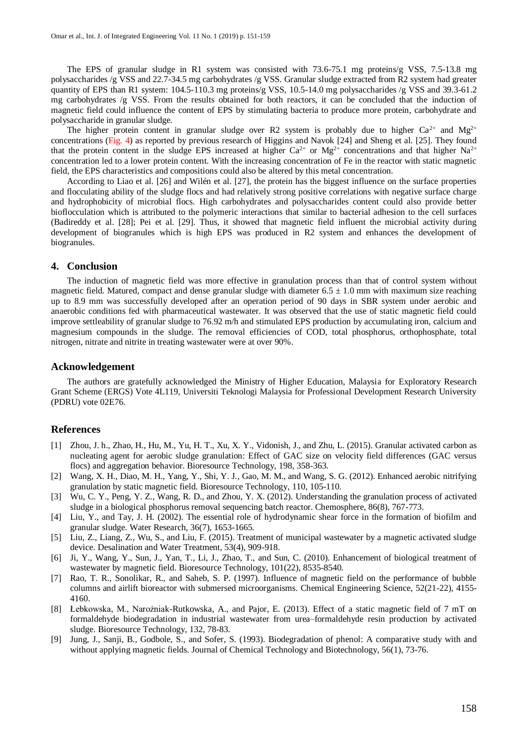The EPS of granular sludge in R1 system was consisted with 73.6-75.1 mg proteins/g VSS, 7.5-13.8 mg polysaccharides /g VSS and 22.7-34.5 mg carbohydrates /g VSS. Granular sludge extracted from R2 system had greater quantity of EPS than R1 system: 104.5-110.3 mg proteins/g VSS, 10.5-14.0 mg polysaccharides /g VSS and 39.3-61.2 mg carbohydrates /g VSS. From the results obtained for both reactors, it can be concluded that the induction of magnetic field could influence the content of EPS by stimulating bacteria to produce more protein, carbohydrate and polysaccharide in granular sludge.

The higher protein content in granular sludge over R2 system is probably due to higher $Ca^{2+}$ and $Mg^{2+}$ concentrations (Fig. 4) as reported by previous research of Higgins and Navok [24] and Sheng et al. [25]. They found that the protein content in the sludge EPS increased at higher $Ca^{2+}$ or $Mg^{2+}$ concentrations and that higher $Na^{2+}$ concentration led to a lower protein content. With the increasing concentration of Fe in the reactor with static magnetic field, the EPS characteristics and compositions could also be altered by this metal concentration.

According to Liao et al. [26] and Wilén et al. [27], the protein has the biggest influence on the surface properties and flocculating ability of the sludge flocs and had relatively strong positive correlations with negative surface charge and hydrophobicity of microbial flocs. High carbohydrates and polysaccharides content could also provide better bioflocculation which is attributed to the polymeric interactions that similar to bacterial adhesion to the cell surfaces (Badireddy et al. [28]; Pei et al. [29]. Thus, it showed that magnetic field influent the microbial activity during development of biogranules which is high EPS was produced in R2 system and enhances the development of biogranules.

## 4. Conclusion

The induction of magnetic field was more effective in granulation process than that of control system without magnetic field. Matured, compact and dense granular sludge with diameter $6.5 \pm 1.0$ mm with maximum size reaching up to 8.9 mm was successfully developed after an operation period of 90 days in SBR system under aerobic and anaerobic conditions fed with pharmaceutical wastewater. It was observed that the use of static magnetic field could improve settleability of granular sludge to 76.92 m/h and stimulated EPS production by accumulating iron, calcium and magnesium compounds in the sludge. The removal efficiencies of COD, total phosphorus, orthophosphate, total nitrogen, nitrate and nitrite in treating wastewater were at over 90%.

## Acknowledgement

The authors are gratefully acknowledged the Ministry of Higher Education, Malaysia for Exploratory Research Grant Scheme (ERGS) Vote 4L119, Universiti Teknologi Malaysia for Professional Development Research University (PDRU) vote 02E76.

## References

[1] Zhou, J. h., Zhao, H., Hu, M., Yu, H. T., Xu, X. Y., Vidonish, J., and Zhu, L. (2015). Granular activated carbon as nucleating agent for aerobic sludge granulation: Effect of GAC size on velocity field differences (GAC versus flocs) and aggregation behavior. Bioresource Technology, 198, 358-363.

[2] Wang, X. H., Diao, M. H., Yang, Y., Shi, Y. J., Gao, M. M., and Wang, S. G. (2012). Enhanced aerobic nitrifying granulation by static magnetic field. Bioresource Technology, 110, 105-110.

[3] Wu, C. Y., Peng, Y. Z., Wang, R. D., and Zhou, Y. X. (2012). Understanding the granulation process of activated sludge in a biological phosphorus removal sequencing batch reactor. Chemosphere, 86(8), 767-773.

[4] Liu, Y., and Tay, J. H. (2002). The essential role of hydrodynamic shear force in the formation of biofilm and granular sludge. Water Research, 36(7), 1653-1665.

[5] Liu, Z., Liang, Z., Wu, S., and Liu, F. (2015). Treatment of municipal wastewater by a magnetic activated sludge device. Desalination and Water Treatment, 53(4), 909-918.

[6] Ji, Y., Wang, Y., Sun, J., Yan, T., Li, J., Zhao, T., and Sun, C. (2010). Enhancement of biological treatment of wastewater by magnetic field. Bioresource Technology, 101(22), 8535-8540.

[7] Rao, T. R., Sonolikar, R., and Saheb, S. P. (1997). Influence of magnetic field on the performance of bubble columns and airlift bioreactor with submersed microorganisms. Chemical Engineering Science, 52(21-22), 4155-4160.

[8] Łebkowska, M., Narożniak-Rutkowska, A., and Pajor, E. (2013). Effect of a static magnetic field of 7 mT on formaldehyde biodegradation in industrial wastewater from urea–formaldehyde resin production by activated sludge. Bioresource Technology, 132, 78-83.

[9] Jung, J., Sanji, B., Godbole, S., and Sofer, S. (1993). Biodegradation of phenol: A comparative study with and without applying magnetic fields. Journal of Chemical Technology and Biotechnology, 56(1), 73-76.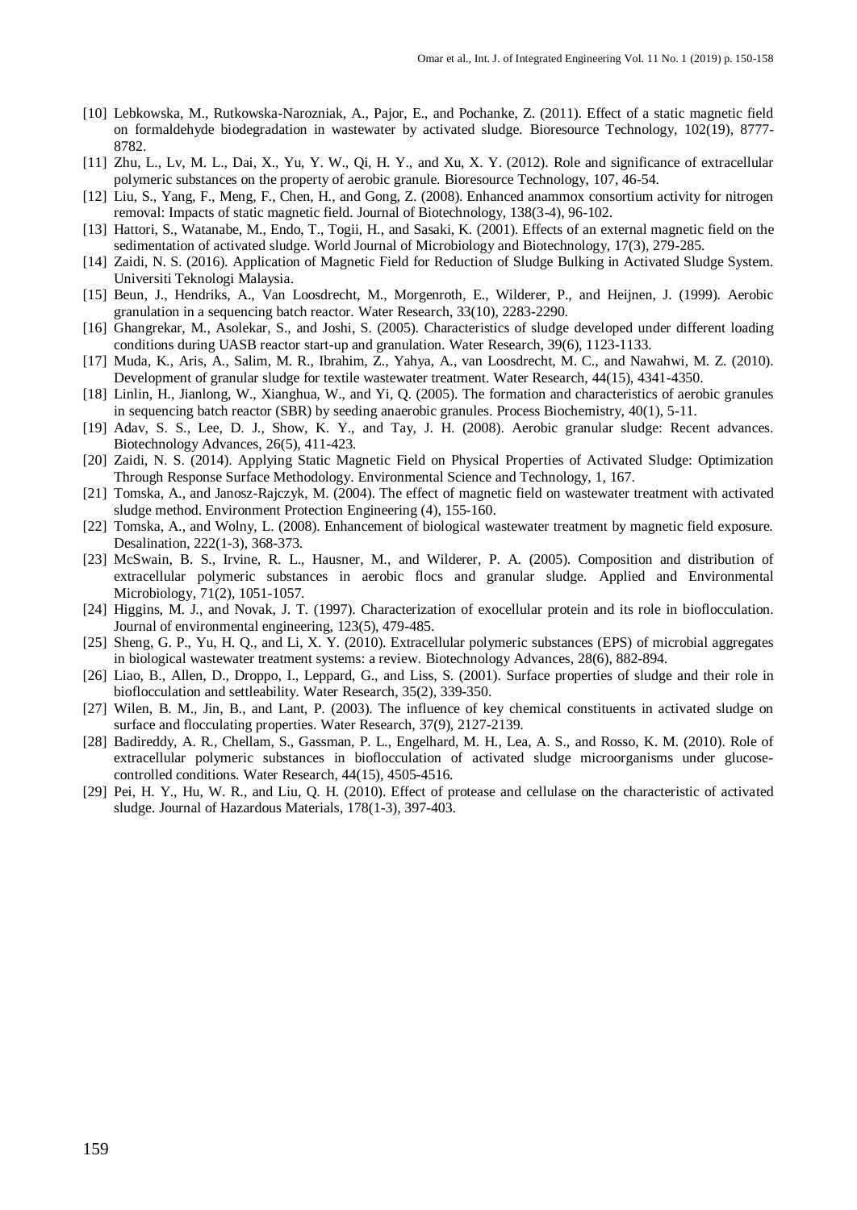[10] Lebkowska, M., Rutkowska-Narozniak, A., Pajor, E., and Pochanke, Z. (2011). Effect of a static magnetic field on formaldehyde biodegradation in wastewater by activated sludge. Bioresource Technology, 102(19), 8777-8782.

[11] Zhu, L., Lv, M. L., Dai, X., Yu, Y. W., Qi, H. Y., and Xu, X. Y. (2012). Role and significance of extracellular polymeric substances on the property of aerobic granule. Bioresource Technology, 107, 46-54.

[12] Liu, S., Yang, F., Meng, F., Chen, H., and Gong, Z. (2008). Enhanced anammox consortium activity for nitrogen removal: Impacts of static magnetic field. Journal of Biotechnology, 138(3-4), 96-102.

[13] Hattori, S., Watanabe, M., Endo, T., Togii, H., and Sasaki, K. (2001). Effects of an external magnetic field on the sedimentation of activated sludge. World Journal of Microbiology and Biotechnology, 17(3), 279-285.

[14] Zaidi, N. S. (2016). Application of Magnetic Field for Reduction of Sludge Bulking in Activated Sludge System. Universiti Teknologi Malaysia.

[15] Beun, J., Hendriks, A., Van Loosdrecht, M., Morgenroth, E., Wilderer, P., and Heijnen, J. (1999). Aerobic granulation in a sequencing batch reactor. Water Research, 33(10), 2283-2290.

[16] Ghangrekar, M., Asolekar, S., and Joshi, S. (2005). Characteristics of sludge developed under different loading conditions during UASB reactor start-up and granulation. Water Research, 39(6), 1123-1133.

[17] Muda, K., Aris, A., Salim, M. R., Ibrahim, Z., Yahya, A., van Loosdrecht, M. C., and Nawahwi, M. Z. (2010). Development of granular sludge for textile wastewater treatment. Water Research, 44(15), 4341-4350.

[18] Linlin, H., Jianlong, W., Xianghua, W., and Yi, Q. (2005). The formation and characteristics of aerobic granules in sequencing batch reactor (SBR) by seeding anaerobic granules. Process Biochemistry, 40(1), 5-11.

[19] Adav, S. S., Lee, D. J., Show, K. Y., and Tay, J. H. (2008). Aerobic granular sludge: Recent advances. Biotechnology Advances, 26(5), 411-423.

[20] Zaidi, N. S. (2014). Applying Static Magnetic Field on Physical Properties of Activated Sludge: Optimization Through Response Surface Methodology. Environmental Science and Technology, 1, 167.

[21] Tomska, A., and Janosz-Rajczyk, M. (2004). The effect of magnetic field on wastewater treatment with activated sludge method. Environment Protection Engineering (4), 155-160.

[22] Tomska, A., and Wolny, L. (2008). Enhancement of biological wastewater treatment by magnetic field exposure. Desalination, 222(1-3), 368-373.

[23] McSwain, B. S., Irvine, R. L., Hausner, M., and Wilderer, P. A. (2005). Composition and distribution of extracellular polymeric substances in aerobic flocs and granular sludge. Applied and Environmental Microbiology, 71(2), 1051-1057.

[24] Higgins, M. J., and Novak, J. T. (1997). Characterization of exocellular protein and its role in bioflocculation. Journal of environmental engineering, 123(5), 479-485.

[25] Sheng, G. P., Yu, H. Q., and Li, X. Y. (2010). Extracellular polymeric substances (EPS) of microbial aggregates in biological wastewater treatment systems: a review. Biotechnology Advances, 28(6), 882-894.

[26] Liao, B., Allen, D., Droppo, I., Leppard, G., and Liss, S. (2001). Surface properties of sludge and their role in bioflocculation and settleability. Water Research, 35(2), 339-350.

[27] Wilen, B. M., Jin, B., and Lant, P. (2003). The influence of key chemical constituents in activated sludge on surface and flocculating properties. Water Research, 37(9), 2127-2139.

[28] Badireddy, A. R., Chellam, S., Gassman, P. L., Engelhard, M. H., Lea, A. S., and Rosso, K. M. (2010). Role of extracellular polymeric substances in bioflocculation of activated sludge microorganisms under glucose-controlled conditions. Water Research, 44(15), 4505-4516.

[29] Pei, H. Y., Hu, W. R., and Liu, Q. H. (2010). Effect of protease and cellulase on the characteristic of activated sludge. Journal of Hazardous Materials, 178(1-3), 397-403.